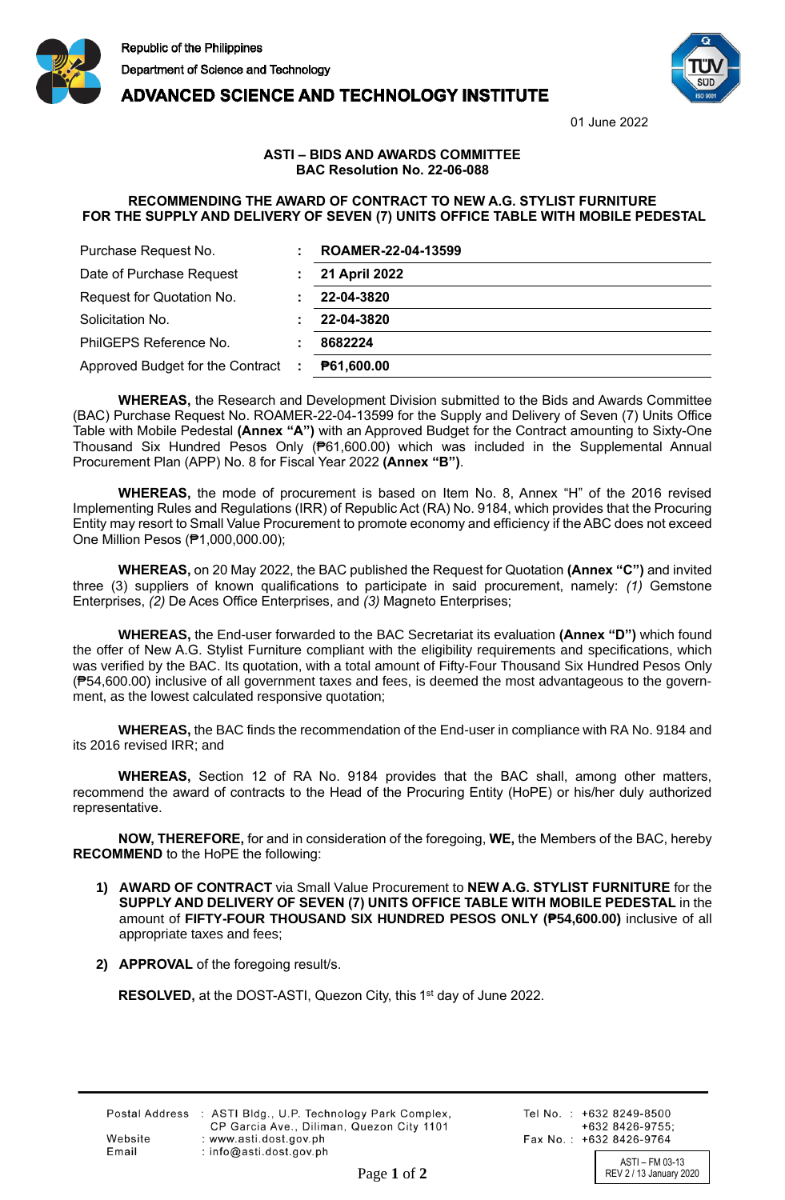Republic of the Philippines
Department of Science and Technology
**ADVANCED SCIENCE AND TECHNOLOGY INSTITUTE**

01 June 2022

**ASTI – BIDS AND AWARDS COMMITTEE**
**BAC Resolution No. 22-06-088**

**RECOMMENDING THE AWARD OF CONTRACT TO NEW A.G. STYLIST FURNITURE FOR THE SUPPLY AND DELIVERY OF SEVEN (7) UNITS OFFICE TABLE WITH MOBILE PEDESTAL**

| | | |
|---|---|---|
| Purchase Request No. | : | **ROAMER-22-04-13599** |
| Date of Purchase Request | : | **21 April 2022** |
| Request for Quotation No. | : | **22-04-3820** |
| Solicitation No. | : | **22-04-3820** |
| PhilGEPS Reference No. | : | **8682224** |
| Approved Budget for the Contract | : | **₱61,600.00** |

**WHEREAS,** the Research and Development Division submitted to the Bids and Awards Committee (BAC) Purchase Request No. ROAMER-22-04-13599 for the Supply and Delivery of Seven (7) Units Office Table with Mobile Pedestal **(Annex "A")** with an Approved Budget for the Contract amounting to Sixty-One Thousand Six Hundred Pesos Only (₱61,600.00) which was included in the Supplemental Annual Procurement Plan (APP) No. 8 for Fiscal Year 2022 **(Annex "B")**.

**WHEREAS,** the mode of procurement is based on Item No. 8, Annex "H" of the 2016 revised Implementing Rules and Regulations (IRR) of Republic Act (RA) No. 9184, which provides that the Procuring Entity may resort to Small Value Procurement to promote economy and efficiency if the ABC does not exceed One Million Pesos (₱1,000,000.00);

**WHEREAS,** on 20 May 2022, the BAC published the Request for Quotation **(Annex "C")** and invited three (3) suppliers of known qualifications to participate in said procurement, namely: *(1)* Gemstone Enterprises, *(2)* De Aces Office Enterprises, and *(3)* Magneto Enterprises;

**WHEREAS,** the End-user forwarded to the BAC Secretariat its evaluation **(Annex "D")** which found the offer of New A.G. Stylist Furniture compliant with the eligibility requirements and specifications, which was verified by the BAC. Its quotation, with a total amount of Fifty-Four Thousand Six Hundred Pesos Only (₱54,600.00) inclusive of all government taxes and fees, is deemed the most advantageous to the government, as the lowest calculated responsive quotation;

**WHEREAS,** the BAC finds the recommendation of the End-user in compliance with RA No. 9184 and its 2016 revised IRR; and

**WHEREAS,** Section 12 of RA No. 9184 provides that the BAC shall, among other matters, recommend the award of contracts to the Head of the Procuring Entity (HoPE) or his/her duly authorized representative.

**NOW, THEREFORE,** for and in consideration of the foregoing, **WE,** the Members of the BAC, hereby **RECOMMEND** to the HoPE the following:

1) **AWARD OF CONTRACT** via Small Value Procurement to **NEW A.G. STYLIST FURNITURE** for the **SUPPLY AND DELIVERY OF SEVEN (7) UNITS OFFICE TABLE WITH MOBILE PEDESTAL** in the amount of **FIFTY-FOUR THOUSAND SIX HUNDRED PESOS ONLY (₱54,600.00)** inclusive of all appropriate taxes and fees;

2) **APPROVAL** of the foregoing result/s.

**RESOLVED,** at the DOST-ASTI, Quezon City, this 1st day of June 2022.

Postal Address : ASTI Bldg., U.P. Technology Park Complex, CP Garcia Ave., Diliman, Quezon City 1101
Website : www.asti.dost.gov.ph
Email : info@asti.dost.gov.ph
Tel No. : +632 8249-8500, +632 8426-9755;
Fax No. : +632 8426-9764

ASTI – FM 03-13
REV 2 / 13 January 2020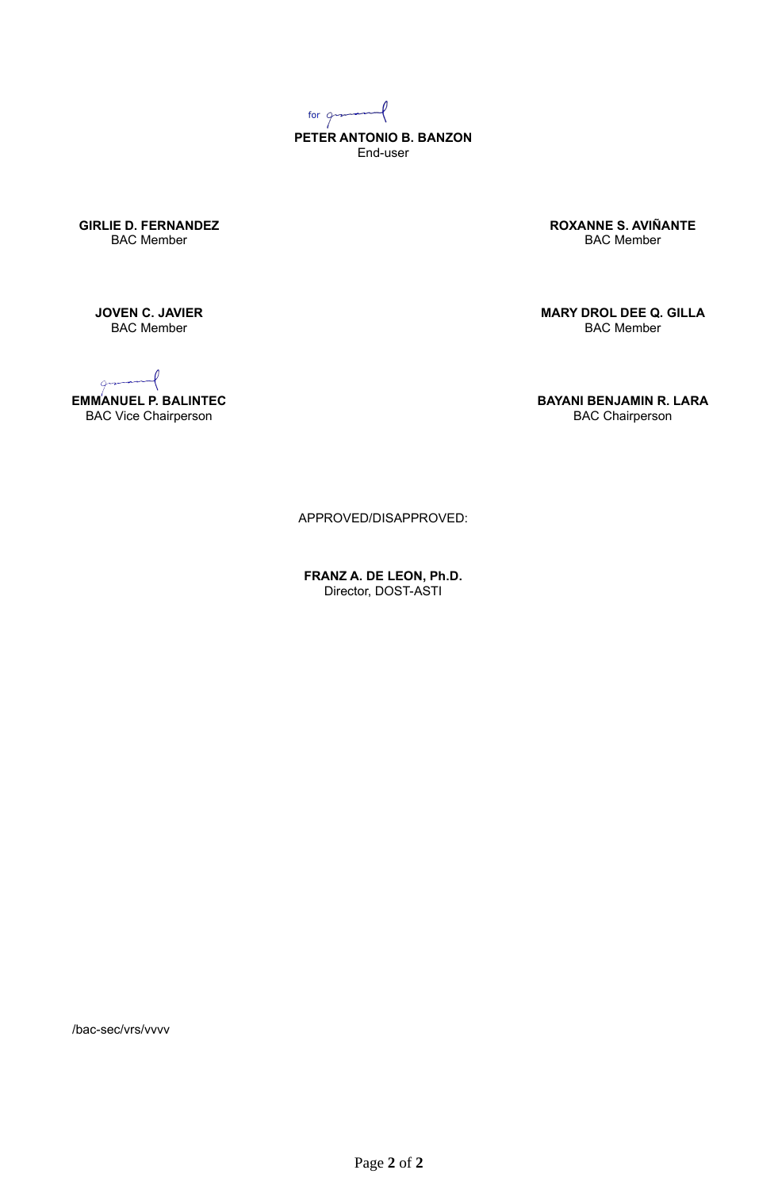for

**PETER ANTONIO B. BANZON**
End-user

**GIRLIE D. FERNANDEZ**
BAC Member

**ROXANNE S. AVIÑANTE**
BAC Member

**JOVEN C. JAVIER**
BAC Member

**MARY DROL DEE Q. GILLA**
BAC Member

**EMMANUEL P. BALINTEC**
BAC Vice Chairperson

**BAYANI BENJAMIN R. LARA**
BAC Chairperson

APPROVED/DISAPPROVED:

**FRANZ A. DE LEON, Ph.D.**
Director, DOST-ASTI

/bac-sec/vrs/vvvv